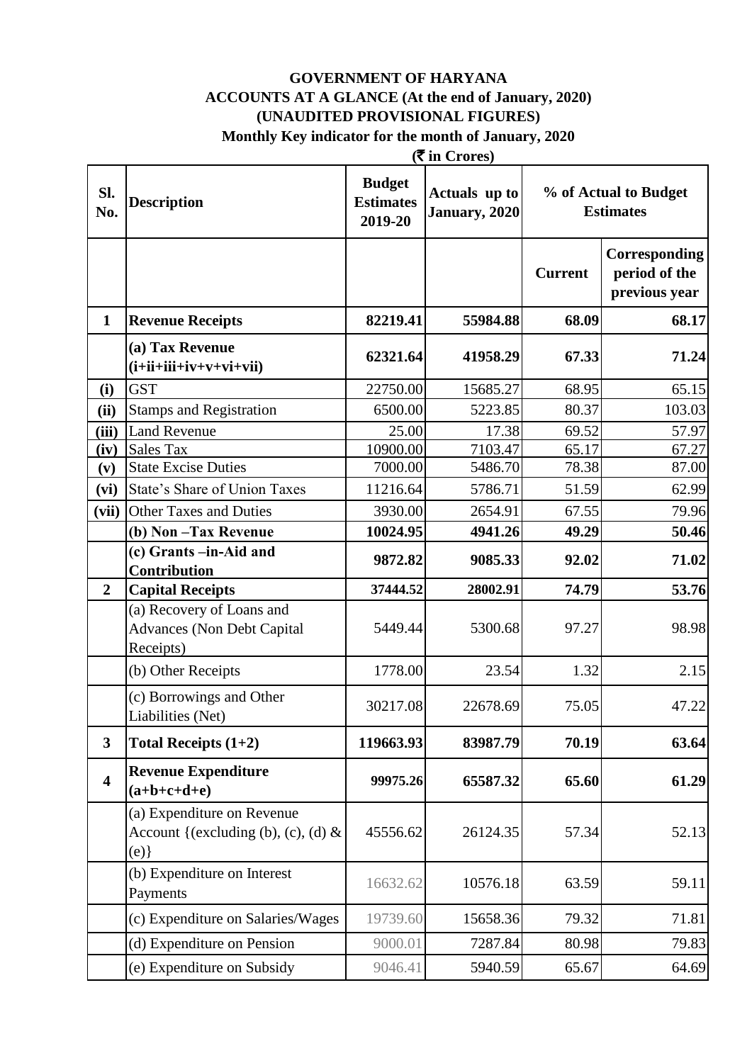# GOVERNMENT OF HARYANA

## ACCOUNTS AT A GLANCE (At the end of January, 2020)

## (UNAUDITED PROVISIONAL FIGURES)

### Monthly Key indicator for the month of January, 2020

(₹ in Crores)

| Sl. No. | Description | Budget Estimates 2019-20 | Actuals up to January, 2020 | % of Actual to Budget Estimates | |
|---|---|---|---|---|---|
| | | | | Current | Corresponding period of the previous year |
| **1** | **Revenue Receipts** | **82219.41** | **55984.88** | **68.09** | **68.17** |
| | **(a) Tax Revenue (i+ii+iii+iv+v+vi+vii)** | **62321.64** | **41958.29** | **67.33** | **71.24** |
| **(i)** | GST | 22750.00 | 15685.27 | 68.95 | 65.15 |
| **(ii)** | Stamps and Registration | 6500.00 | 5223.85 | 80.37 | 103.03 |
| **(iii)** | Land Revenue | 25.00 | 17.38 | 69.52 | 57.97 |
| **(iv)** | Sales Tax | 10900.00 | 7103.47 | 65.17 | 67.27 |
| **(v)** | State Excise Duties | 7000.00 | 5486.70 | 78.38 | 87.00 |
| **(vi)** | State's Share of Union Taxes | 11216.64 | 5786.71 | 51.59 | 62.99 |
| **(vii)** | Other Taxes and Duties | 3930.00 | 2654.91 | 67.55 | 79.96 |
| | **(b) Non –Tax Revenue** | **10024.95** | **4941.26** | **49.29** | **50.46** |
| | **(c) Grants –in-Aid and Contribution** | **9872.82** | **9085.33** | **92.02** | **71.02** |
| **2** | **Capital Receipts** | **37444.52** | **28002.91** | **74.79** | **53.76** |
| | (a) Recovery of Loans and Advances (Non Debt Capital Receipts) | 5449.44 | 5300.68 | 97.27 | 98.98 |
| | (b) Other Receipts | 1778.00 | 23.54 | 1.32 | 2.15 |
| | (c) Borrowings and Other Liabilities (Net) | 30217.08 | 22678.69 | 75.05 | 47.22 |
| **3** | **Total Receipts (1+2)** | **119663.93** | **83987.79** | **70.19** | **63.64** |
| **4** | **Revenue Expenditure (a+b+c+d+e)** | **99975.26** | **65587.32** | **65.60** | **61.29** |
| | (a) Expenditure on Revenue Account {(excluding (b), (c), (d) & (e)} | 45556.62 | 26124.35 | 57.34 | 52.13 |
| | (b) Expenditure on Interest Payments | 16632.62 | 10576.18 | 63.59 | 59.11 |
| | (c) Expenditure on Salaries/Wages | 19739.60 | 15658.36 | 79.32 | 71.81 |
| | (d) Expenditure on Pension | 9000.01 | 7287.84 | 80.98 | 79.83 |
| | (e) Expenditure on Subsidy | 9046.41 | 5940.59 | 65.67 | 64.69 |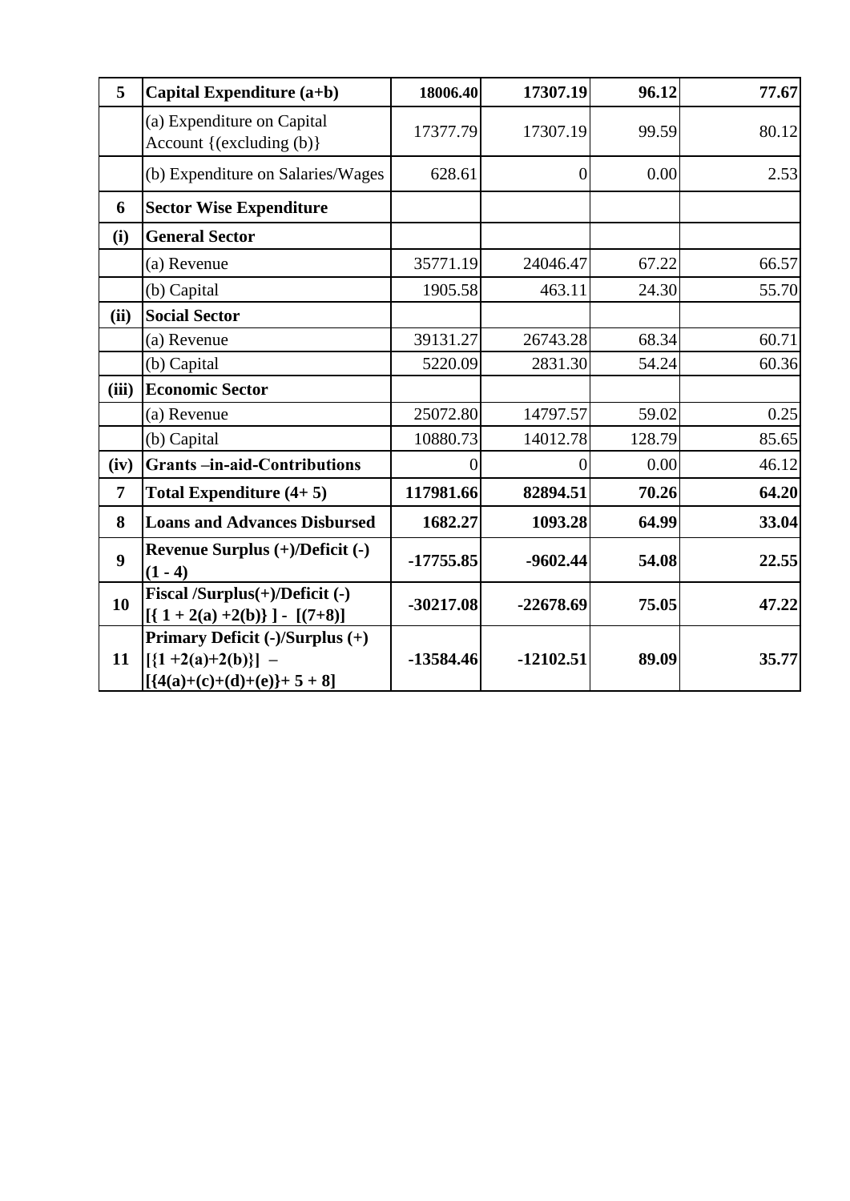| 5 | **Capital Expenditure (a+b)** | **18006.40** | **17307.19** | **96.12** | **77.67** |
|---|---|---|---|---|---|
| | (a) Expenditure on Capital Account {(excluding (b)} | 17377.79 | 17307.19 | 99.59 | 80.12 |
| | (b) Expenditure on Salaries/Wages | 628.61 | 0 | 0.00 | 2.53 |
| **6** | **Sector Wise Expenditure** | | | | |
| **(i)** | **General Sector** | | | | |
| | (a) Revenue | 35771.19 | 24046.47 | 67.22 | 66.57 |
| | (b) Capital | 1905.58 | 463.11 | 24.30 | 55.70 |
| **(ii)** | **Social Sector** | | | | |
| | (a) Revenue | 39131.27 | 26743.28 | 68.34 | 60.71 |
| | (b) Capital | 5220.09 | 2831.30 | 54.24 | 60.36 |
| **(iii)** | **Economic Sector** | | | | |
| | (a) Revenue | 25072.80 | 14797.57 | 59.02 | 0.25 |
| | (b) Capital | 10880.73 | 14012.78 | 128.79 | 85.65 |
| **(iv)** | **Grants –in-aid-Contributions** | 0 | 0 | 0.00 | 46.12 |
| **7** | **Total Expenditure (4+ 5)** | **117981.66** | **82894.51** | **70.26** | **64.20** |
| **8** | **Loans and Advances Disbursed** | **1682.27** | **1093.28** | **64.99** | **33.04** |
| **9** | **Revenue Surplus (+)/Deficit (-) (1 - 4)** | **-17755.85** | **-9602.44** | **54.08** | **22.55** |
| **10** | **Fiscal /Surplus(+)/Deficit (-) [{ 1 + 2(a) +2(b)} ] - [(7+8)]** | **-30217.08** | **-22678.69** | **75.05** | **47.22** |
| **11** | **Primary Deficit (-)/Surplus (+) [{1 +2(a)+2(b)}] – [{4(a)+(c)+(d)+(e)}+ 5 + 8]** | **-13584.46** | **-12102.51** | **89.09** | **35.77** |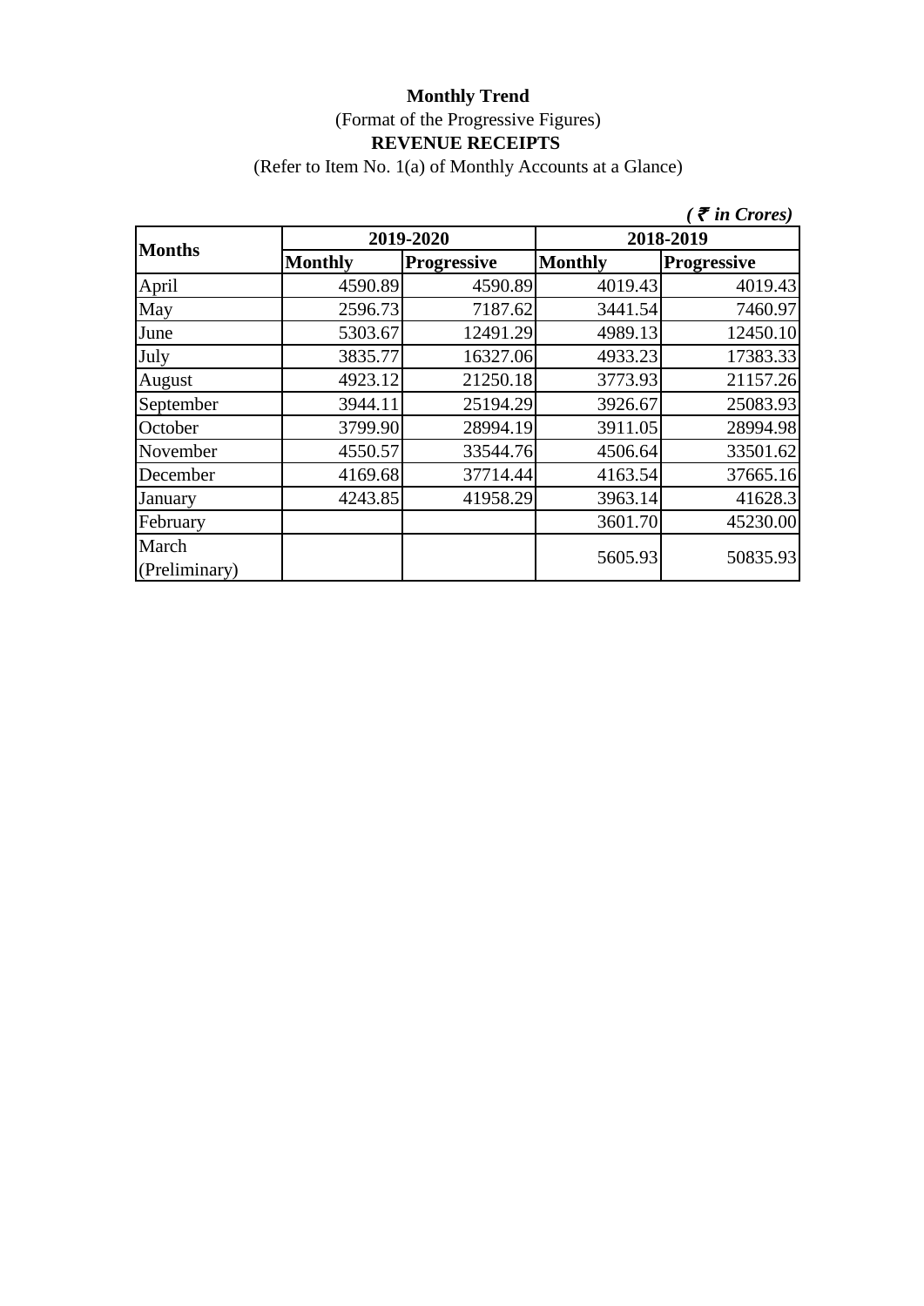**Monthly Trend**

(Format of the Progressive Figures)

**REVENUE RECEIPTS**

(Refer to Item No. 1(a) of Monthly Accounts at a Glance)

*( ₹ in Crores)*

| Months | 2019-2020 | | 2018-2019 | |
|---|---|---|---|---|
| | **Monthly** | **Progressive** | **Monthly** | **Progressive** |
| April | 4590.89 | 4590.89 | 4019.43 | 4019.43 |
| May | 2596.73 | 7187.62 | 3441.54 | 7460.97 |
| June | 5303.67 | 12491.29 | 4989.13 | 12450.10 |
| July | 3835.77 | 16327.06 | 4933.23 | 17383.33 |
| August | 4923.12 | 21250.18 | 3773.93 | 21157.26 |
| September | 3944.11 | 25194.29 | 3926.67 | 25083.93 |
| October | 3799.90 | 28994.19 | 3911.05 | 28994.98 |
| November | 4550.57 | 33544.76 | 4506.64 | 33501.62 |
| December | 4169.68 | 37714.44 | 4163.54 | 37665.16 |
| January | 4243.85 | 41958.29 | 3963.14 | 41628.3 |
| February | | | 3601.70 | 45230.00 |
| March (Preliminary) | | | 5605.93 | 50835.93 |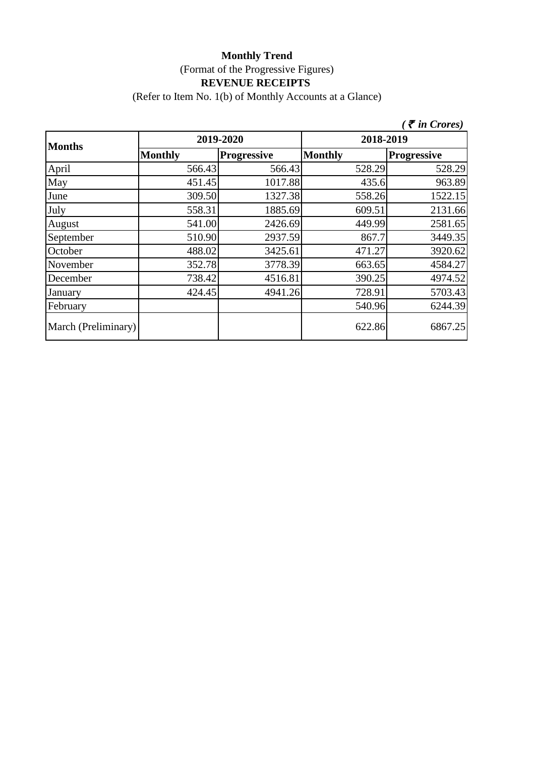**Monthly Trend**

(Format of the Progressive Figures)

**REVENUE RECEIPTS**

(Refer to Item No. 1(b) of Monthly Accounts at a Glance)

*( ₹ in Crores)*

| Months | 2019-2020 | | 2018-2019 | |
|---|---|---|---|---|
| | Monthly | Progressive | Monthly | Progressive |
| April | 566.43 | 566.43 | 528.29 | 528.29 |
| May | 451.45 | 1017.88 | 435.6 | 963.89 |
| June | 309.50 | 1327.38 | 558.26 | 1522.15 |
| July | 558.31 | 1885.69 | 609.51 | 2131.66 |
| August | 541.00 | 2426.69 | 449.99 | 2581.65 |
| September | 510.90 | 2937.59 | 867.7 | 3449.35 |
| October | 488.02 | 3425.61 | 471.27 | 3920.62 |
| November | 352.78 | 3778.39 | 663.65 | 4584.27 |
| December | 738.42 | 4516.81 | 390.25 | 4974.52 |
| January | 424.45 | 4941.26 | 728.91 | 5703.43 |
| February | | | 540.96 | 6244.39 |
| March (Preliminary) | | | 622.86 | 6867.25 |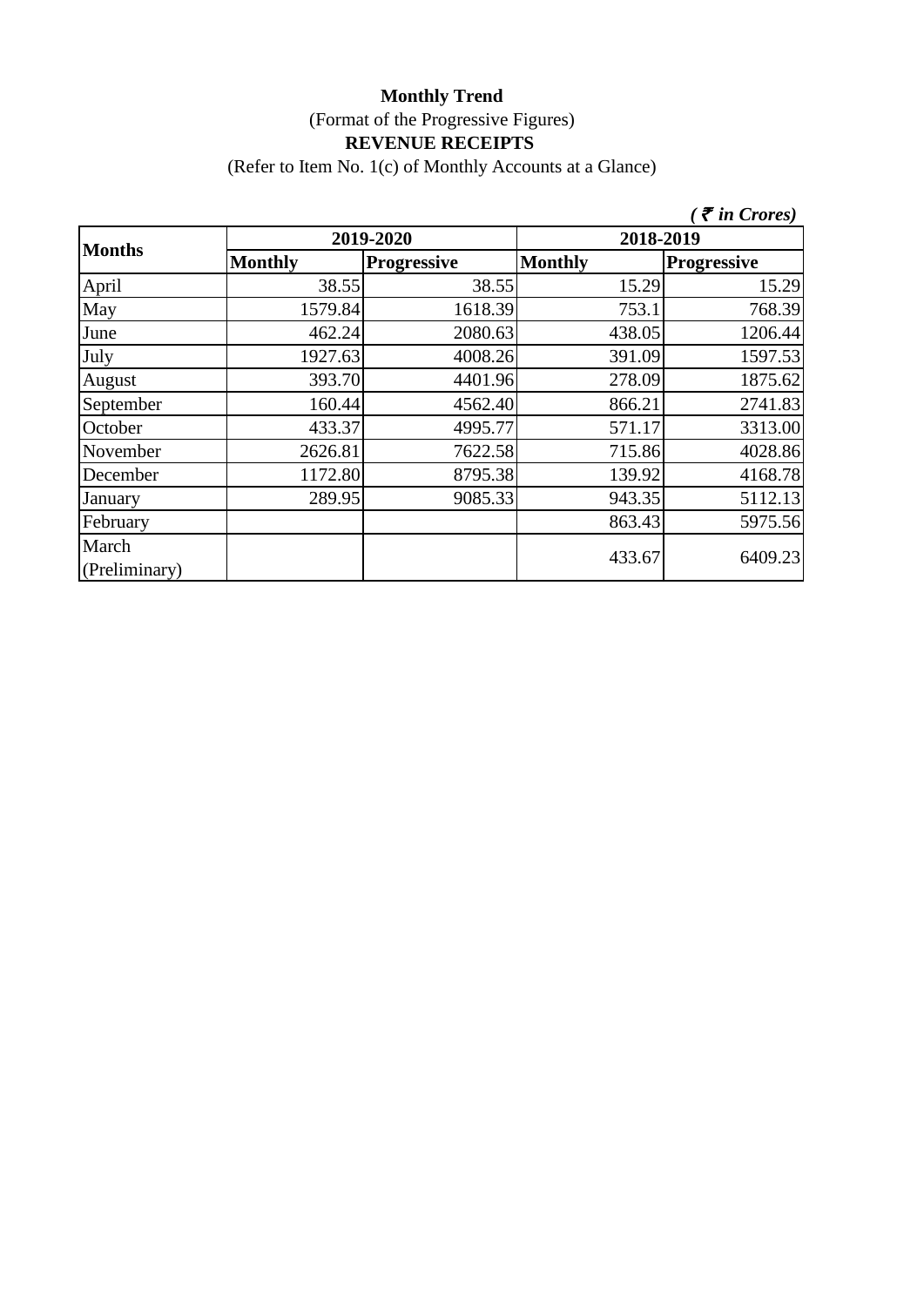**Monthly Trend**

(Format of the Progressive Figures)

**REVENUE RECEIPTS**

(Refer to Item No. 1(c) of Monthly Accounts at a Glance)

*( ₹ in Crores)*

| Months | 2019-2020 | | 2018-2019 | |
|---|---|---|---|---|
| | Monthly | Progressive | Monthly | Progressive |
| April | 38.55 | 38.55 | 15.29 | 15.29 |
| May | 1579.84 | 1618.39 | 753.1 | 768.39 |
| June | 462.24 | 2080.63 | 438.05 | 1206.44 |
| July | 1927.63 | 4008.26 | 391.09 | 1597.53 |
| August | 393.70 | 4401.96 | 278.09 | 1875.62 |
| September | 160.44 | 4562.40 | 866.21 | 2741.83 |
| October | 433.37 | 4995.77 | 571.17 | 3313.00 |
| November | 2626.81 | 7622.58 | 715.86 | 4028.86 |
| December | 1172.80 | 8795.38 | 139.92 | 4168.78 |
| January | 289.95 | 9085.33 | 943.35 | 5112.13 |
| February | | | 863.43 | 5975.56 |
| March (Preliminary) | | | 433.67 | 6409.23 |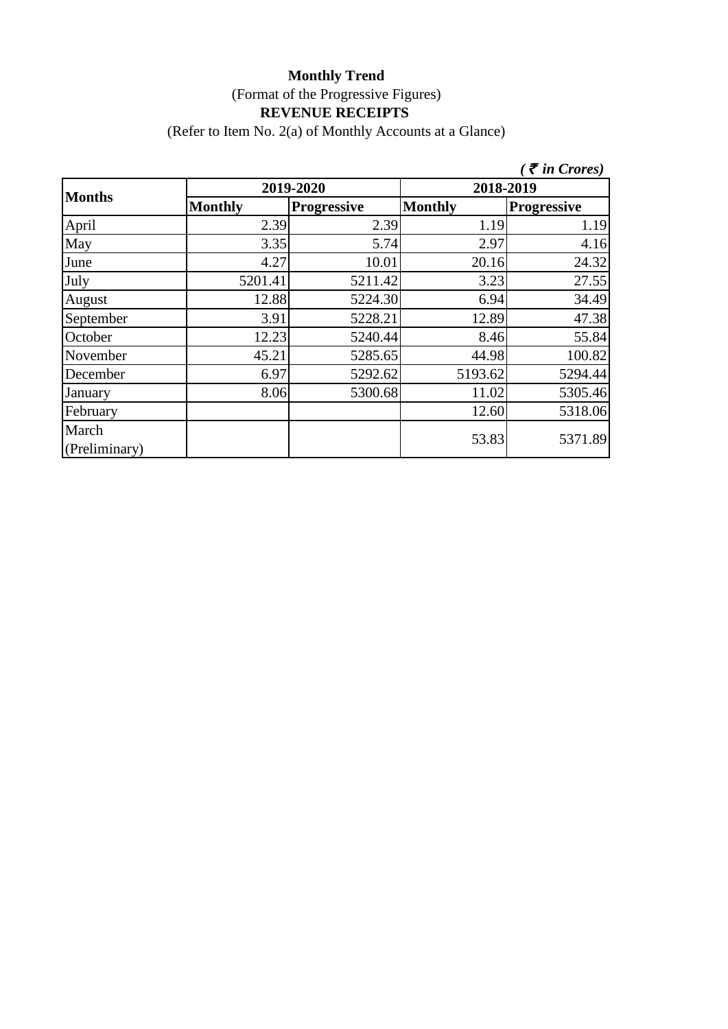**Monthly Trend**

(Format of the Progressive Figures)

**REVENUE RECEIPTS**

(Refer to Item No. 2(a) of Monthly Accounts at a Glance)

*( ₹ in Crores)*

| **Months** | **2019-2020** | | **2018-2019** | |
|---|---|---|---|---|
| | **Monthly** | **Progressive** | **Monthly** | **Progressive** |
| April | 2.39 | 2.39 | 1.19 | 1.19 |
| May | 3.35 | 5.74 | 2.97 | 4.16 |
| June | 4.27 | 10.01 | 20.16 | 24.32 |
| July | 5201.41 | 5211.42 | 3.23 | 27.55 |
| August | 12.88 | 5224.30 | 6.94 | 34.49 |
| September | 3.91 | 5228.21 | 12.89 | 47.38 |
| October | 12.23 | 5240.44 | 8.46 | 55.84 |
| November | 45.21 | 5285.65 | 44.98 | 100.82 |
| December | 6.97 | 5292.62 | 5193.62 | 5294.44 |
| January | 8.06 | 5300.68 | 11.02 | 5305.46 |
| February | | | 12.60 | 5318.06 |
| March (Preliminary) | | | 53.83 | 5371.89 |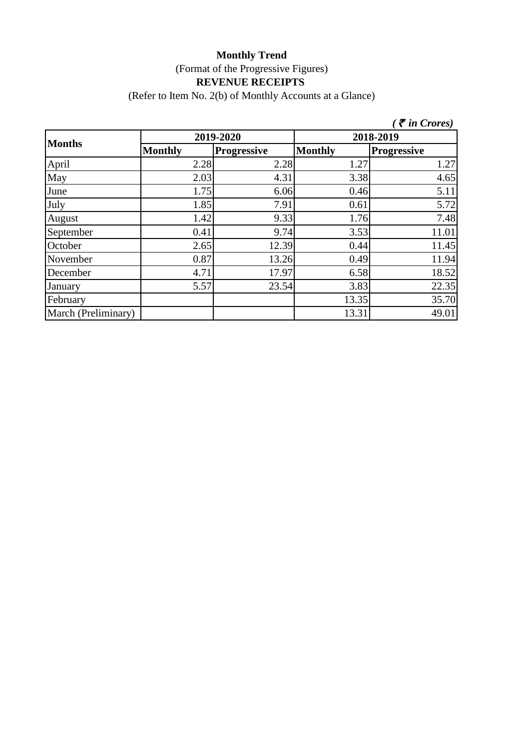**Monthly Trend**

(Format of the Progressive Figures)

**REVENUE RECEIPTS**

(Refer to Item No. 2(b) of Monthly Accounts at a Glance)

***( ₹ in Crores)***

| Months | 2019-2020 | | 2018-2019 | |
|---|---|---|---|---|
| | **Monthly** | **Progressive** | **Monthly** | **Progressive** |
| April | 2.28 | 2.28 | 1.27 | 1.27 |
| May | 2.03 | 4.31 | 3.38 | 4.65 |
| June | 1.75 | 6.06 | 0.46 | 5.11 |
| July | 1.85 | 7.91 | 0.61 | 5.72 |
| August | 1.42 | 9.33 | 1.76 | 7.48 |
| September | 0.41 | 9.74 | 3.53 | 11.01 |
| October | 2.65 | 12.39 | 0.44 | 11.45 |
| November | 0.87 | 13.26 | 0.49 | 11.94 |
| December | 4.71 | 17.97 | 6.58 | 18.52 |
| January | 5.57 | 23.54 | 3.83 | 22.35 |
| February | | | 13.35 | 35.70 |
| March (Preliminary) | | | 13.31 | 49.01 |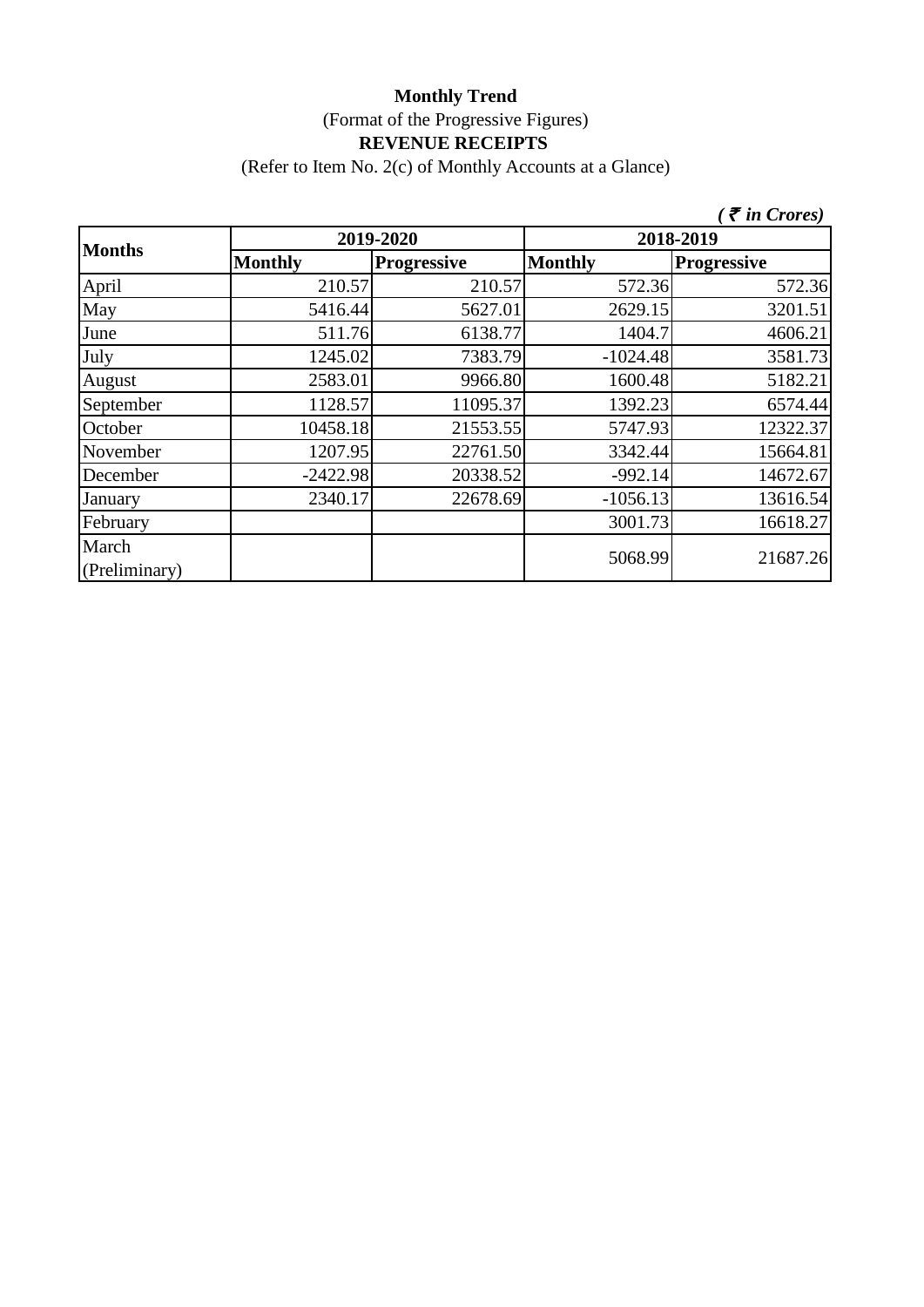**Monthly Trend**

(Format of the Progressive Figures)

**REVENUE RECEIPTS**

(Refer to Item No. 2(c) of Monthly Accounts at a Glance)

*( ₹ in Crores)*

| Months | 2019-2020 | | 2018-2019 | |
|---|---|---|---|---|
| | Monthly | Progressive | Monthly | Progressive |
| April | 210.57 | 210.57 | 572.36 | 572.36 |
| May | 5416.44 | 5627.01 | 2629.15 | 3201.51 |
| June | 511.76 | 6138.77 | 1404.7 | 4606.21 |
| July | 1245.02 | 7383.79 | -1024.48 | 3581.73 |
| August | 2583.01 | 9966.80 | 1600.48 | 5182.21 |
| September | 1128.57 | 11095.37 | 1392.23 | 6574.44 |
| October | 10458.18 | 21553.55 | 5747.93 | 12322.37 |
| November | 1207.95 | 22761.50 | 3342.44 | 15664.81 |
| December | -2422.98 | 20338.52 | -992.14 | 14672.67 |
| January | 2340.17 | 22678.69 | -1056.13 | 13616.54 |
| February | | | 3001.73 | 16618.27 |
| March (Preliminary) | | | 5068.99 | 21687.26 |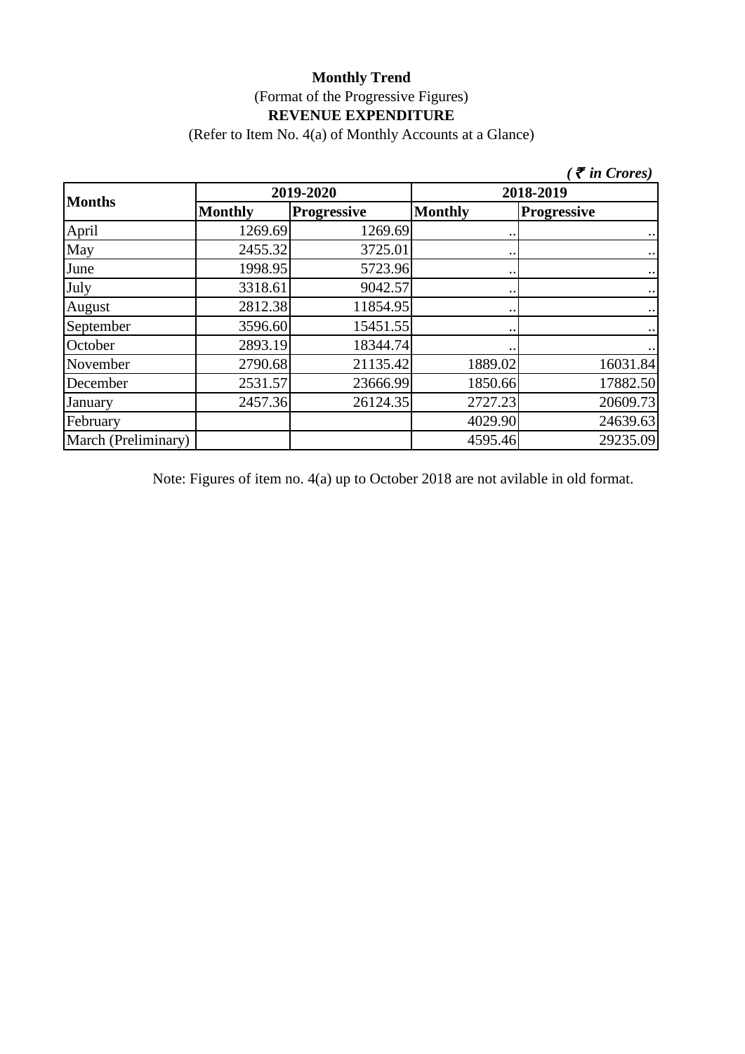**Monthly Trend**

(Format of the Progressive Figures)

**REVENUE EXPENDITURE**

(Refer to Item No. 4(a) of Monthly Accounts at a Glance)

*(₹ in Crores)*

| Months | 2019-2020 | | 2018-2019 | |
|---|---|---|---|---|
| | Monthly | Progressive | Monthly | Progressive |
| April | 1269.69 | 1269.69 | .. | .. |
| May | 2455.32 | 3725.01 | .. | .. |
| June | 1998.95 | 5723.96 | .. | .. |
| July | 3318.61 | 9042.57 | .. | .. |
| August | 2812.38 | 11854.95 | .. | .. |
| September | 3596.60 | 15451.55 | .. | .. |
| October | 2893.19 | 18344.74 | .. | .. |
| November | 2790.68 | 21135.42 | 1889.02 | 16031.84 |
| December | 2531.57 | 23666.99 | 1850.66 | 17882.50 |
| January | 2457.36 | 26124.35 | 2727.23 | 20609.73 |
| February | | | 4029.90 | 24639.63 |
| March (Preliminary) | | | 4595.46 | 29235.09 |

Note: Figures of item no. 4(a) up to October 2018 are not avilable in old format.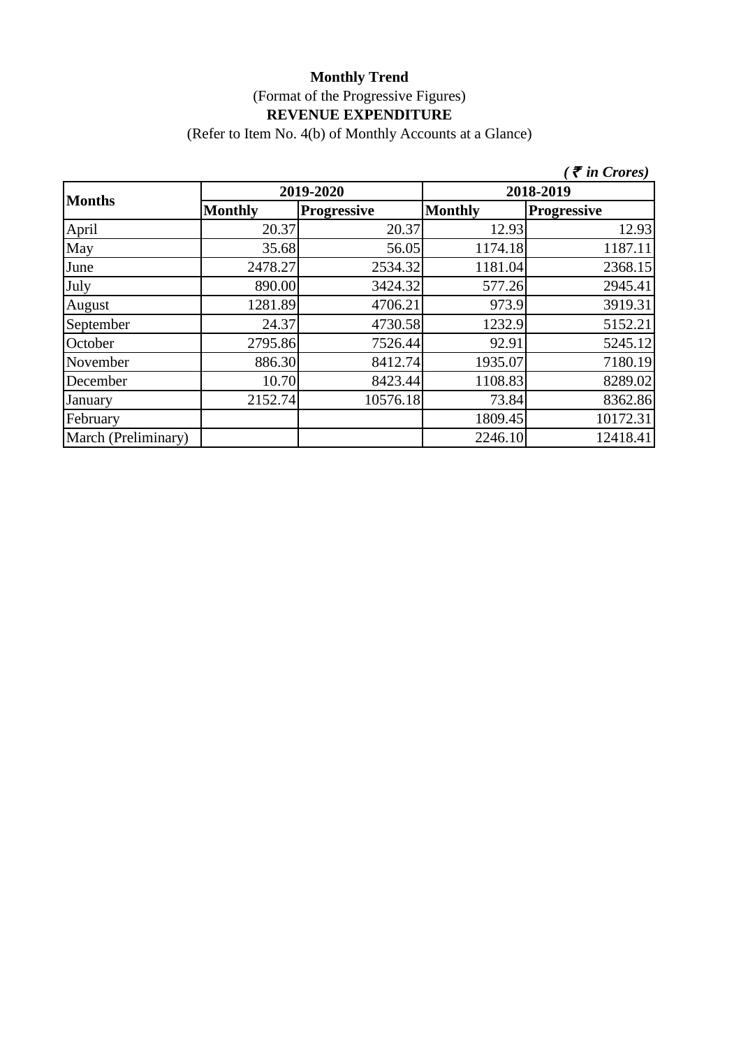**Monthly Trend**

(Format of the Progressive Figures)

**REVENUE EXPENDITURE**

(Refer to Item No. 4(b) of Monthly Accounts at a Glance)

*( ₹ in Crores)*

| **Months** | **2019-2020** | | **2018-2019** | |
|---|---|---|---|---|
| | **Monthly** | **Progressive** | **Monthly** | **Progressive** |
| April | 20.37 | 20.37 | 12.93 | 12.93 |
| May | 35.68 | 56.05 | 1174.18 | 1187.11 |
| June | 2478.27 | 2534.32 | 1181.04 | 2368.15 |
| July | 890.00 | 3424.32 | 577.26 | 2945.41 |
| August | 1281.89 | 4706.21 | 973.9 | 3919.31 |
| September | 24.37 | 4730.58 | 1232.9 | 5152.21 |
| October | 2795.86 | 7526.44 | 92.91 | 5245.12 |
| November | 886.30 | 8412.74 | 1935.07 | 7180.19 |
| December | 10.70 | 8423.44 | 1108.83 | 8289.02 |
| January | 2152.74 | 10576.18 | 73.84 | 8362.86 |
| February | | | 1809.45 | 10172.31 |
| March (Preliminary) | | | 2246.10 | 12418.41 |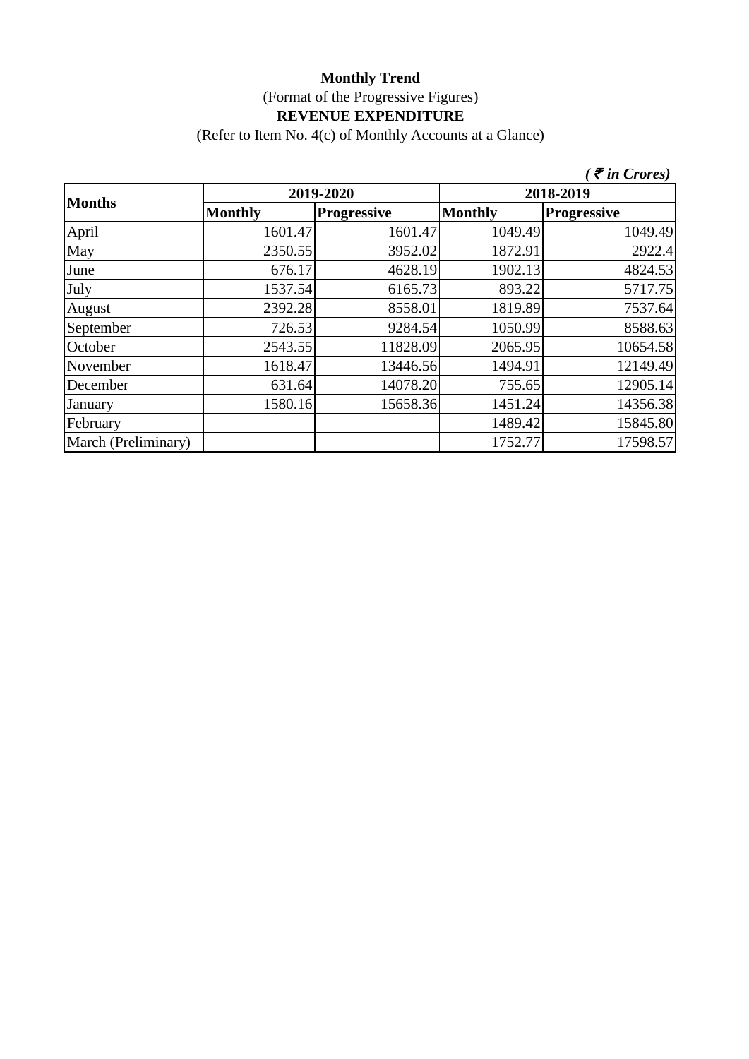**Monthly Trend**

(Format of the Progressive Figures)

**REVENUE EXPENDITURE**

(Refer to Item No. 4(c) of Monthly Accounts at a Glance)

*( ₹ in Crores)*

| Months | 2019-2020 | | 2018-2019 | |
|---|---|---|---|---|
| | Monthly | Progressive | Monthly | Progressive |
| April | 1601.47 | 1601.47 | 1049.49 | 1049.49 |
| May | 2350.55 | 3952.02 | 1872.91 | 2922.4 |
| June | 676.17 | 4628.19 | 1902.13 | 4824.53 |
| July | 1537.54 | 6165.73 | 893.22 | 5717.75 |
| August | 2392.28 | 8558.01 | 1819.89 | 7537.64 |
| September | 726.53 | 9284.54 | 1050.99 | 8588.63 |
| October | 2543.55 | 11828.09 | 2065.95 | 10654.58 |
| November | 1618.47 | 13446.56 | 1494.91 | 12149.49 |
| December | 631.64 | 14078.20 | 755.65 | 12905.14 |
| January | 1580.16 | 15658.36 | 1451.24 | 14356.38 |
| February | | | 1489.42 | 15845.80 |
| March (Preliminary) | | | 1752.77 | 17598.57 |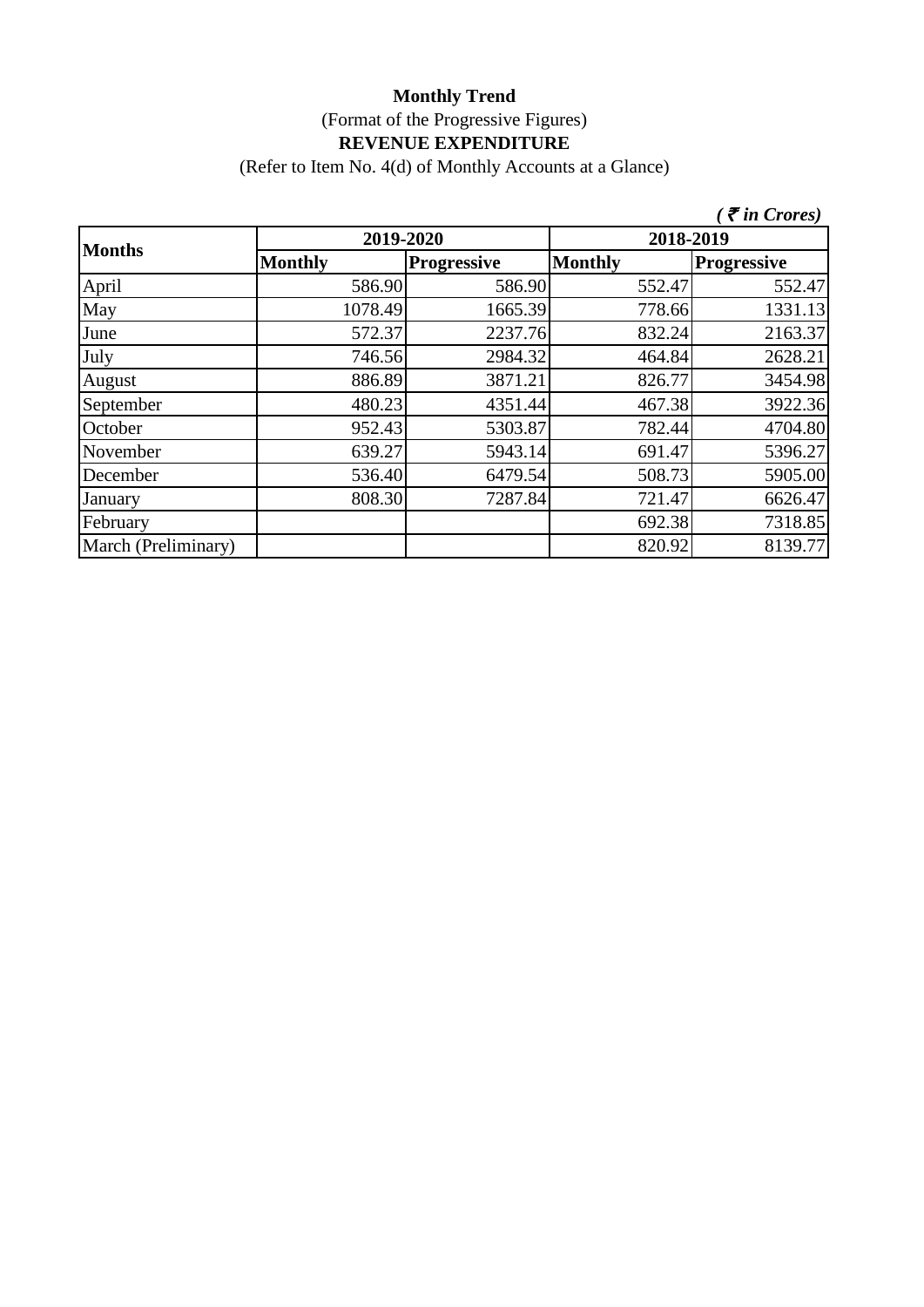**Monthly Trend**

(Format of the Progressive Figures)

**REVENUE EXPENDITURE**

(Refer to Item No. 4(d) of Monthly Accounts at a Glance)

*( ₹ in Crores)*

| Months | 2019-2020 | | 2018-2019 | |
|---|---|---|---|---|
| | Monthly | Progressive | Monthly | Progressive |
| April | 586.90 | 586.90 | 552.47 | 552.47 |
| May | 1078.49 | 1665.39 | 778.66 | 1331.13 |
| June | 572.37 | 2237.76 | 832.24 | 2163.37 |
| July | 746.56 | 2984.32 | 464.84 | 2628.21 |
| August | 886.89 | 3871.21 | 826.77 | 3454.98 |
| September | 480.23 | 4351.44 | 467.38 | 3922.36 |
| October | 952.43 | 5303.87 | 782.44 | 4704.80 |
| November | 639.27 | 5943.14 | 691.47 | 5396.27 |
| December | 536.40 | 6479.54 | 508.73 | 5905.00 |
| January | 808.30 | 7287.84 | 721.47 | 6626.47 |
| February | | | 692.38 | 7318.85 |
| March (Preliminary) | | | 820.92 | 8139.77 |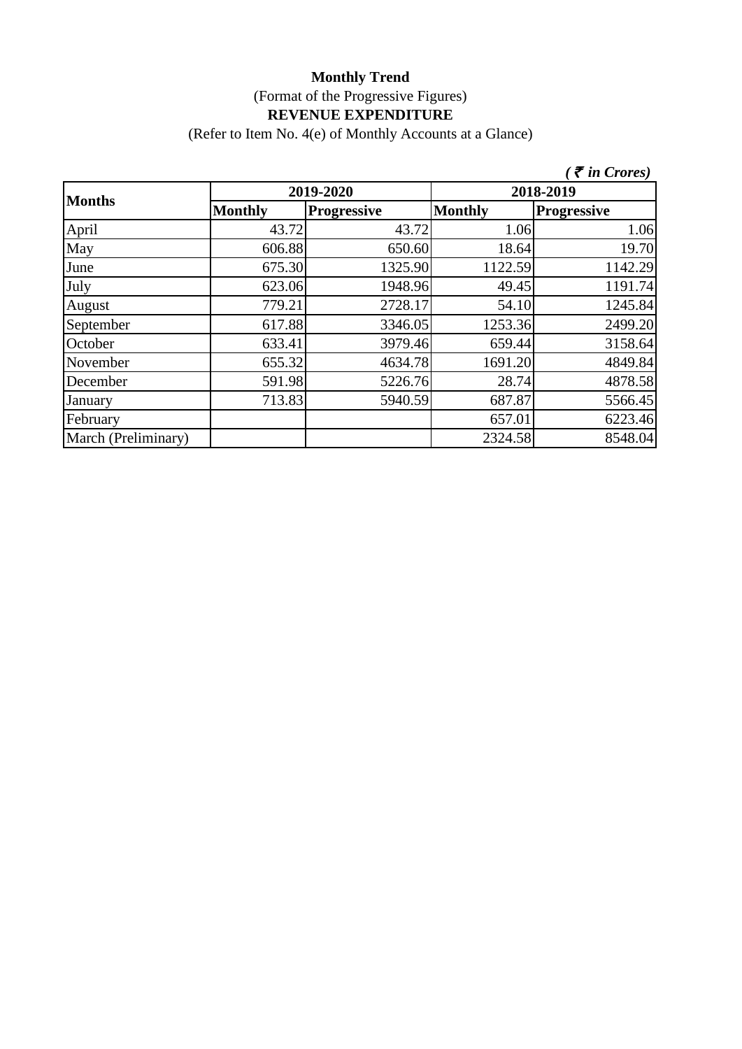**Monthly Trend**

(Format of the Progressive Figures)

**REVENUE EXPENDITURE**

(Refer to Item No. 4(e) of Monthly Accounts at a Glance)

***( ₹ in Crores)***

| Months | 2019-2020 | | 2018-2019 | |
|---|---|---|---|---|
| | Monthly | Progressive | Monthly | Progressive |
| April | 43.72 | 43.72 | 1.06 | 1.06 |
| May | 606.88 | 650.60 | 18.64 | 19.70 |
| June | 675.30 | 1325.90 | 1122.59 | 1142.29 |
| July | 623.06 | 1948.96 | 49.45 | 1191.74 |
| August | 779.21 | 2728.17 | 54.10 | 1245.84 |
| September | 617.88 | 3346.05 | 1253.36 | 2499.20 |
| October | 633.41 | 3979.46 | 659.44 | 3158.64 |
| November | 655.32 | 4634.78 | 1691.20 | 4849.84 |
| December | 591.98 | 5226.76 | 28.74 | 4878.58 |
| January | 713.83 | 5940.59 | 687.87 | 5566.45 |
| February | | | 657.01 | 6223.46 |
| March (Preliminary) | | | 2324.58 | 8548.04 |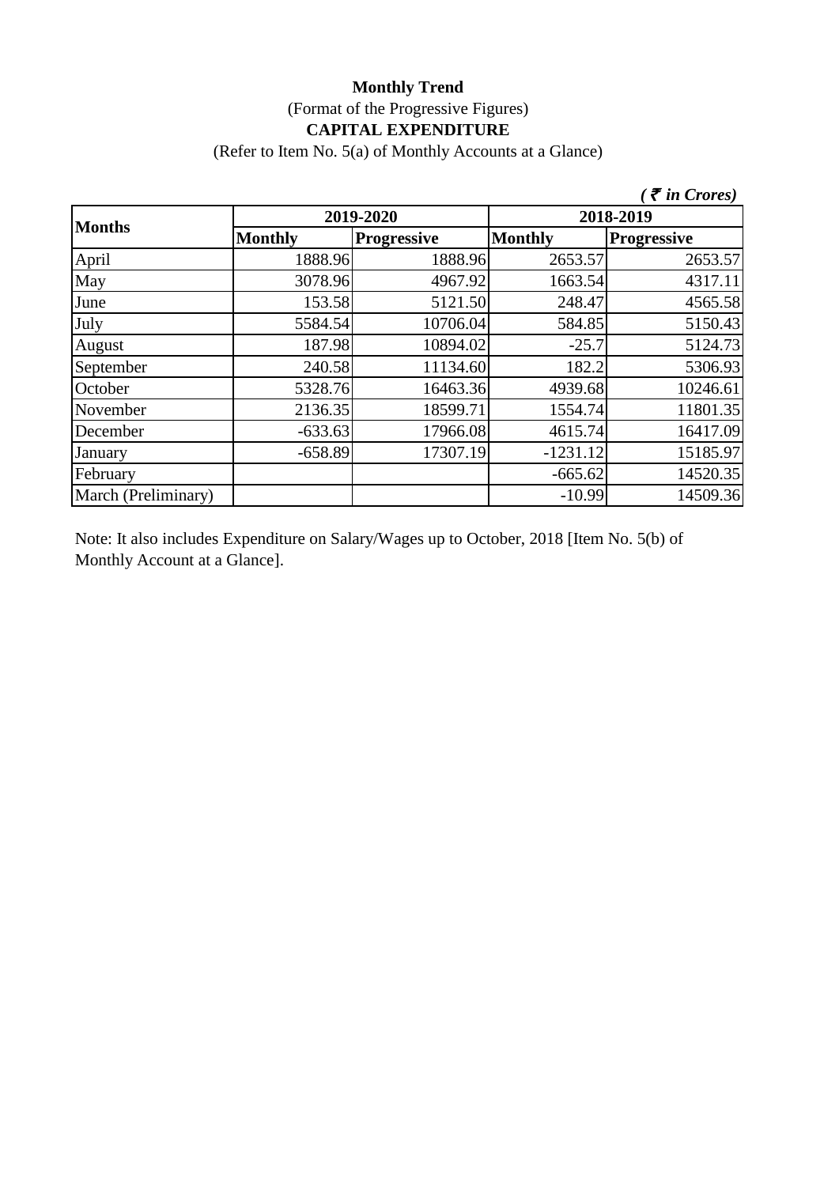**Monthly Trend**

(Format of the Progressive Figures)

**CAPITAL EXPENDITURE**

(Refer to Item No. 5(a) of Monthly Accounts at a Glance)

***(₹ in Crores)***

| Months | 2019-2020 | | 2018-2019 | |
|---|---|---|---|---|
| | **Monthly** | **Progressive** | **Monthly** | **Progressive** |
| April | 1888.96 | 1888.96 | 2653.57 | 2653.57 |
| May | 3078.96 | 4967.92 | 1663.54 | 4317.11 |
| June | 153.58 | 5121.50 | 248.47 | 4565.58 |
| July | 5584.54 | 10706.04 | 584.85 | 5150.43 |
| August | 187.98 | 10894.02 | -25.7 | 5124.73 |
| September | 240.58 | 11134.60 | 182.2 | 5306.93 |
| October | 5328.76 | 16463.36 | 4939.68 | 10246.61 |
| November | 2136.35 | 18599.71 | 1554.74 | 11801.35 |
| December | -633.63 | 17966.08 | 4615.74 | 16417.09 |
| January | -658.89 | 17307.19 | -1231.12 | 15185.97 |
| February | | | -665.62 | 14520.35 |
| March (Preliminary) | | | -10.99 | 14509.36 |

Note: It also includes Expenditure on Salary/Wages up to October, 2018 [Item No. 5(b) of Monthly Account at a Glance].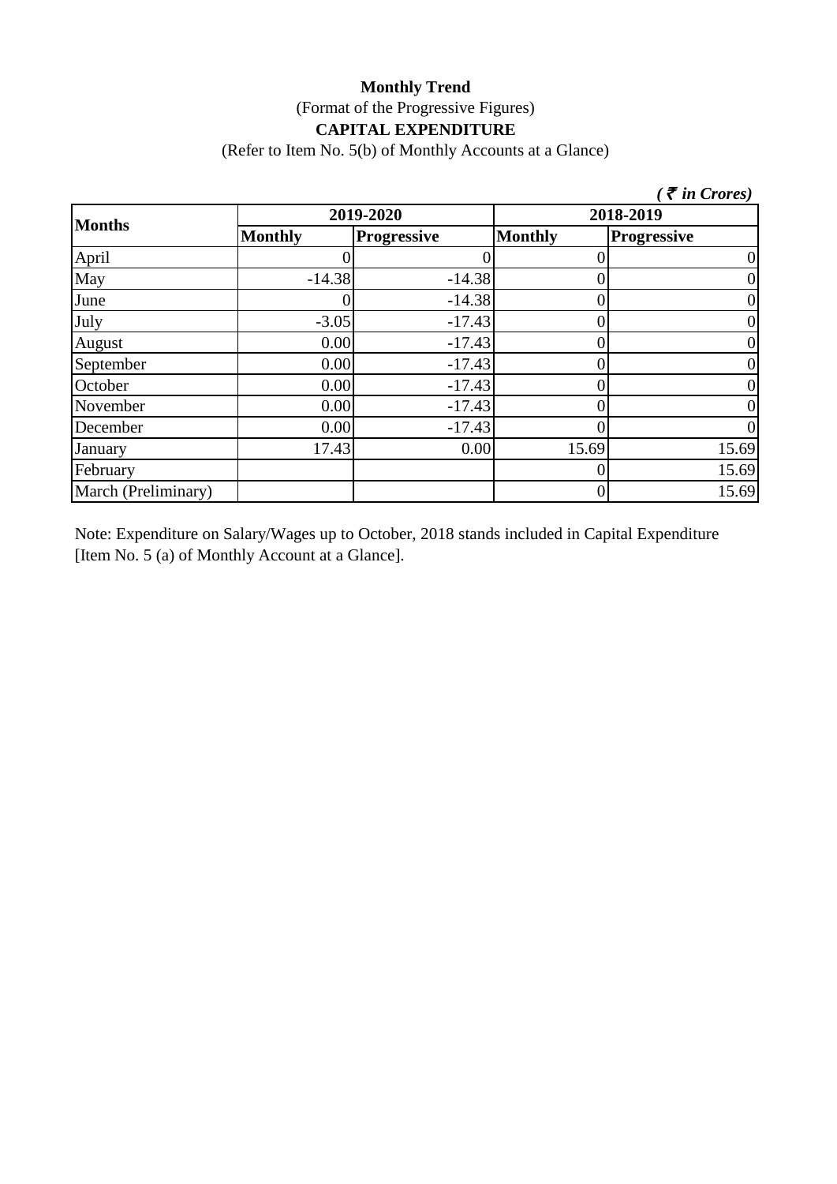**Monthly Trend**

(Format of the Progressive Figures)

**CAPITAL EXPENDITURE**

(Refer to Item No. 5(b) of Monthly Accounts at a Glance)

*( ₹ in Crores)*

| Months | 2019-2020 | | 2018-2019 | |
|---|---|---|---|---|
| | **Monthly** | **Progressive** | **Monthly** | **Progressive** |
| April | 0 | 0 | 0 | 0 |
| May | -14.38 | -14.38 | 0 | 0 |
| June | 0 | -14.38 | 0 | 0 |
| July | -3.05 | -17.43 | 0 | 0 |
| August | 0.00 | -17.43 | 0 | 0 |
| September | 0.00 | -17.43 | 0 | 0 |
| October | 0.00 | -17.43 | 0 | 0 |
| November | 0.00 | -17.43 | 0 | 0 |
| December | 0.00 | -17.43 | 0 | 0 |
| January | 17.43 | 0.00 | 15.69 | 15.69 |
| February | | | 0 | 15.69 |
| March (Preliminary) | | | 0 | 15.69 |

Note: Expenditure on Salary/Wages up to October, 2018 stands included in Capital Expenditure [Item No. 5 (a) of Monthly Account at a Glance].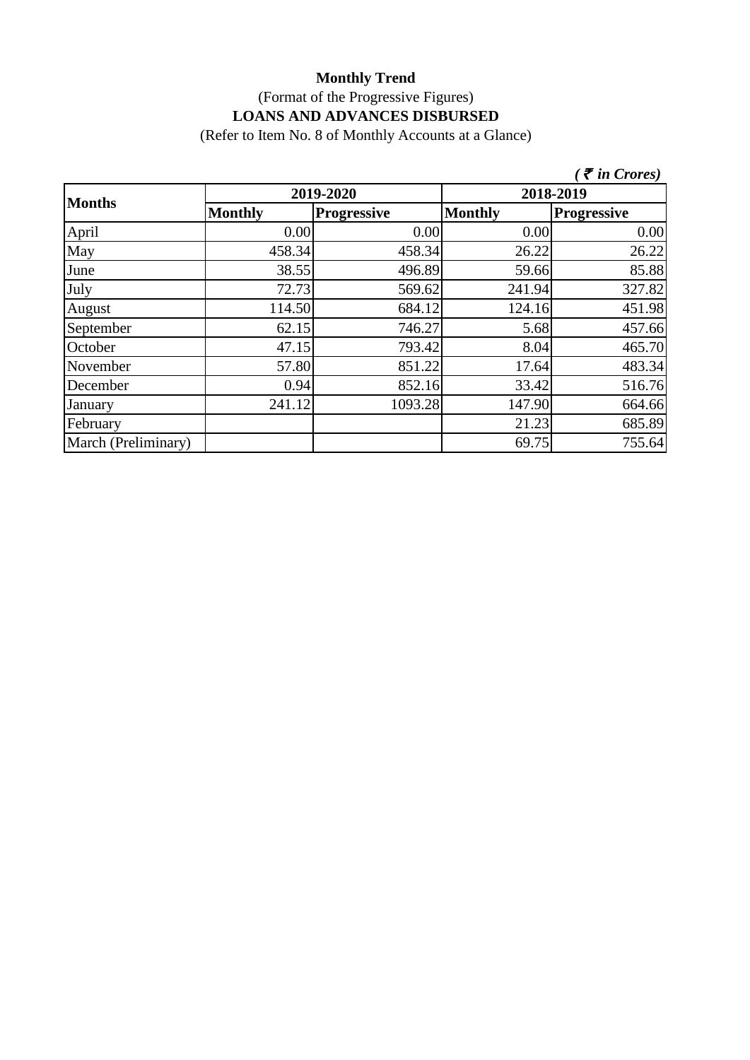**Monthly Trend**

(Format of the Progressive Figures)

**LOANS AND ADVANCES DISBURSED**

(Refer to Item No. 8 of Monthly Accounts at a Glance)

***( ₹ in Crores)***

| **Months** | **2019-2020** | | **2018-2019** | |
|---|---|---|---|---|
| | **Monthly** | **Progressive** | **Monthly** | **Progressive** |
| April | 0.00 | 0.00 | 0.00 | 0.00 |
| May | 458.34 | 458.34 | 26.22 | 26.22 |
| June | 38.55 | 496.89 | 59.66 | 85.88 |
| July | 72.73 | 569.62 | 241.94 | 327.82 |
| August | 114.50 | 684.12 | 124.16 | 451.98 |
| September | 62.15 | 746.27 | 5.68 | 457.66 |
| October | 47.15 | 793.42 | 8.04 | 465.70 |
| November | 57.80 | 851.22 | 17.64 | 483.34 |
| December | 0.94 | 852.16 | 33.42 | 516.76 |
| January | 241.12 | 1093.28 | 147.90 | 664.66 |
| February | | | 21.23 | 685.89 |
| March (Preliminary) | | | 69.75 | 755.64 |